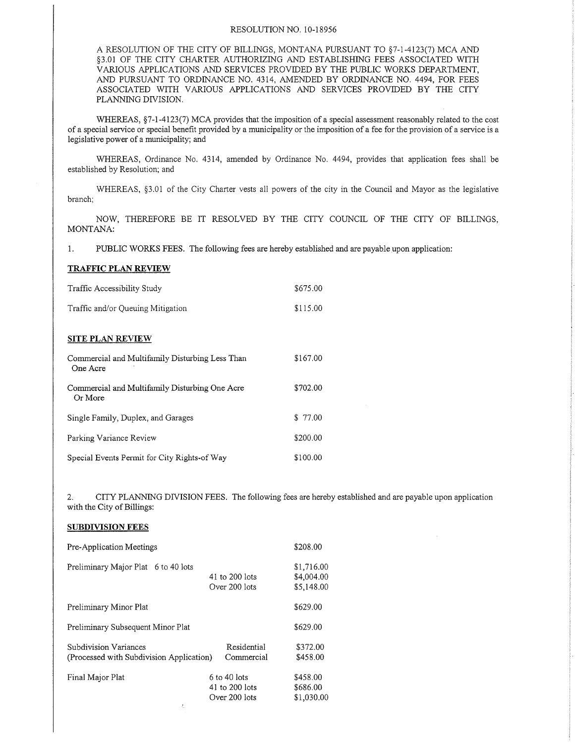RESOLUTION NO. 10-18956

A RESOLUTION OF THE CITY OF BILLINGS, MONTANA PURSUANT TO §7-1-4123(7) MCA AND §3.01 OF THE CITY CHARTER AUTHORIZING AND ESTABLISHING FEES ASSOCIATED WITH VARIOUS APPLICATIONS AND SERVICES PROVIDED BY THE PUBLIC WORKS DEPARTMENT, AND PURSUANT TO ORDINANCE NO. 4314, AMENDED BY ORDINANCE NO. 4494, FOR FEES ASSOCIATED WITH VARIOUS APPLICATIONS AND SERVICES PROVIDED BY THE CITY PLANNING DIVISION.

WHEREAS, §7-1-4123(7) MCA provides that the imposition of a special assessment reasonably related to the cost of a special service or special benefit provided by a municipality or the imposition of a fee for the provision of a service is a legislative power of a municipality; and

WHEREAS, Ordinance No. 4314, amended by Ordinance No. 4494, provides that application fees shall be established by Resolution; and

WHEREAS, §3.01 of the City Charter vests all powers of the city in the Council and Mayor as the legislative branch;

NOW, THEREFORE BE IT RESOLVED BY THE CITY COUNCIL OF THE CITY OF BILLINGS, MONTANA:

1. PUBLIC WORKS FEES. The following fees are hereby established and are payable upon application:

**TRAFFIC PLAN REVIEW**

| | |
|---|---|
| Traffic Accessibility Study | $675.00 |
| Traffic and/or Queuing Mitigation | $115.00 |

**SITE PLAN REVIEW**

| | |
|---|---|
| Commercial and Multifamily Disturbing Less Than One Acre | $167.00 |
| Commercial and Multifamily Disturbing One Acre Or More | $702.00 |
| Single Family, Duplex, and Garages | $ 77.00 |
| Parking Variance Review | $200.00 |
| Special Events Permit for City Rights-of Way | $100.00 |

2. CITY PLANNING DIVISION FEES. The following fees are hereby established and are payable upon application with the City of Billings:

**SUBDIVISION FEES**

| | | |
|---|---|---|
| Pre-Application Meetings | | $208.00 |
| Preliminary Major Plat | 6 to 40 lots | $1,716.00 |
| | 41 to 200 lots | $4,004.00 |
| | Over 200 lots | $5,148.00 |
| Preliminary Minor Plat | | $629.00 |
| Preliminary Subsequent Minor Plat | | $629.00 |
| Subdivision Variances (Processed with Subdivision Application) | Residential | $372.00 |
| | Commercial | $458.00 |
| Final Major Plat | 6 to 40 lots | $458.00 |
| | 41 to 200 lots | $686.00 |
| | Over 200 lots | $1,030.00 |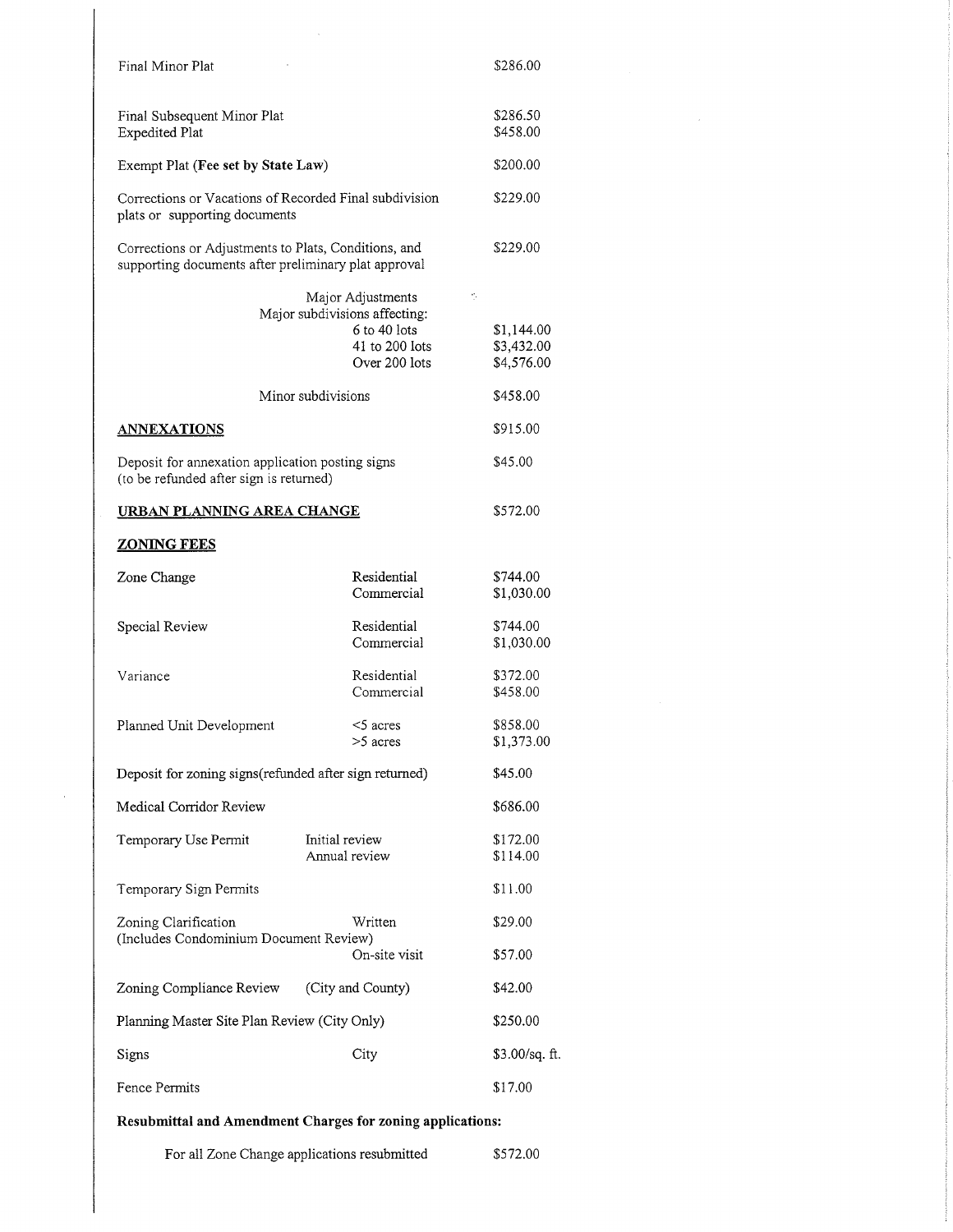| | | |
|---|---|---|
| Final Minor Plat | | $286.00 |
| Final Subsequent Minor Plat | | $286.50 |
| Expedited Plat | | $458.00 |
| Exempt Plat (**Fee set by State Law**) | | $200.00 |
| Corrections or Vacations of Recorded Final subdivision plats or supporting documents | | $229.00 |
| Corrections or Adjustments to Plats, Conditions, and supporting documents after preliminary plat approval | | $229.00 |
| Major Adjustments | | |
| Major subdivisions affecting: | | |
| | 6 to 40 lots | $1,144.00 |
| | 41 to 200 lots | $3,432.00 |
| | Over 200 lots | $4,576.00 |
| Minor subdivisions | | $458.00 |

**ANNEXATIONS** $915.00

| | |
|---|---|
| Deposit for annexation application posting signs (to be refunded after sign is returned) | $45.00 |

**URBAN PLANNING AREA CHANGE** $572.00

**ZONING FEES**

| | | |
|---|---|---|
| Zone Change | Residential | $744.00 |
| | Commercial | $1,030.00 |
| Special Review | Residential | $744.00 |
| | Commercial | $1,030.00 |
| Variance | Residential | $372.00 |
| | Commercial | $458.00 |
| Planned Unit Development | <5 acres | $858.00 |
| | >5 acres | $1,373.00 |
| Deposit for zoning signs(refunded after sign returned) | | $45.00 |
| Medical Corridor Review | | $686.00 |
| Temporary Use Permit | Initial review | $172.00 |
| | Annual review | $114.00 |
| Temporary Sign Permits | | $11.00 |
| Zoning Clarification (Includes Condominium Document Review) | Written | $29.00 |
| | On-site visit | $57.00 |
| Zoning Compliance Review | (City and County) | $42.00 |
| Planning Master Site Plan Review (City Only) | | $250.00 |
| Signs | City | $3.00/sq. ft. |
| Fence Permits | | $17.00 |

**Resubmittal and Amendment Charges for zoning applications:**

| | |
|---|---|
| For all Zone Change applications resubmitted | $572.00 |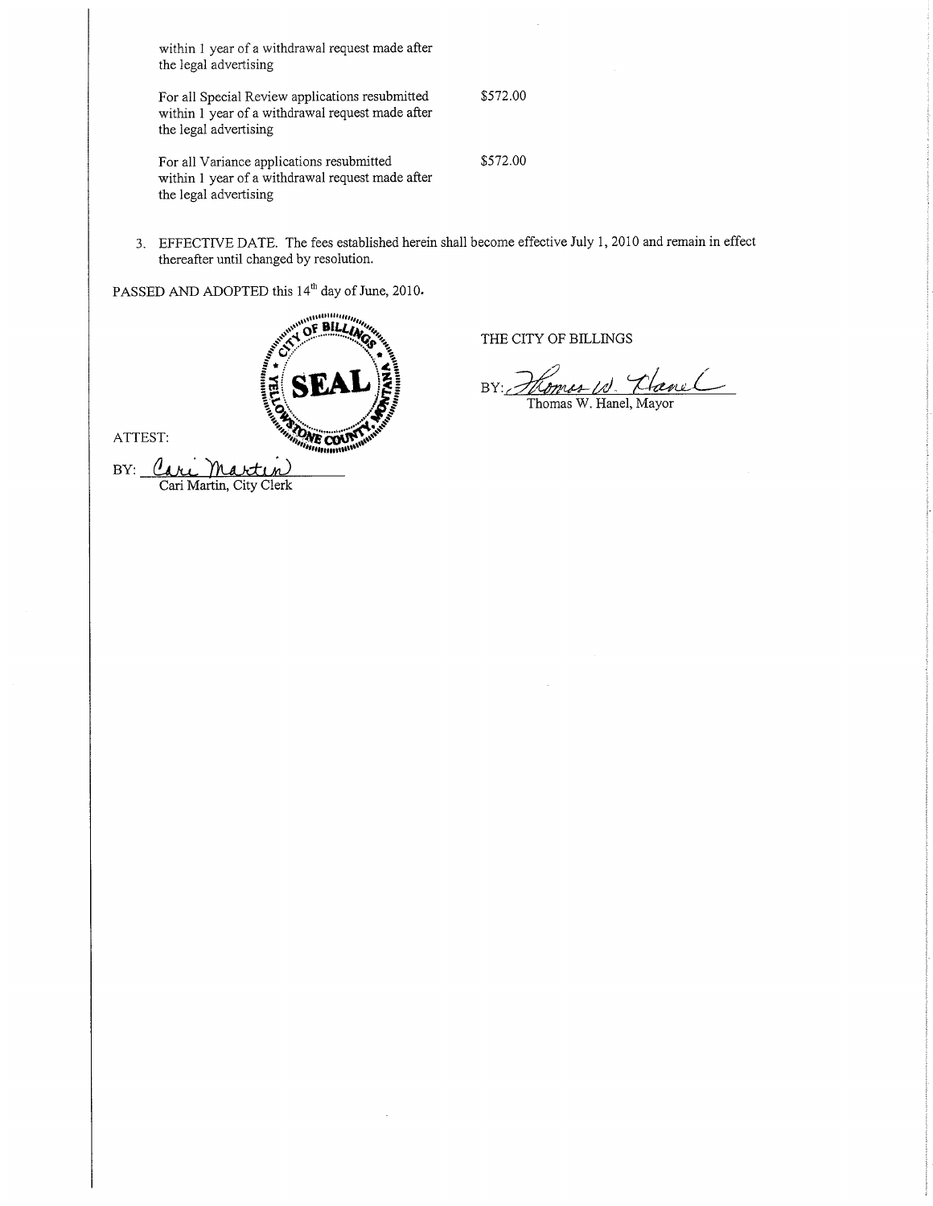| | |
|---|---|
| within 1 year of a withdrawal request made after the legal advertising | |
| For all Special Review applications resubmitted within 1 year of a withdrawal request made after the legal advertising | $572.00 |
| For all Variance applications resubmitted within 1 year of a withdrawal request made after the legal advertising | $572.00 |

3. EFFECTIVE DATE. The fees established herein shall become effective July 1, 2010 and remain in effect thereafter until changed by resolution.

PASSED AND ADOPTED this 14th day of June, 2010.

THE CITY OF BILLINGS

BY: Thomas W. Hanel
Thomas W. Hanel, Mayor

ATTEST:

BY: Cari Martin
Cari Martin, City Clerk